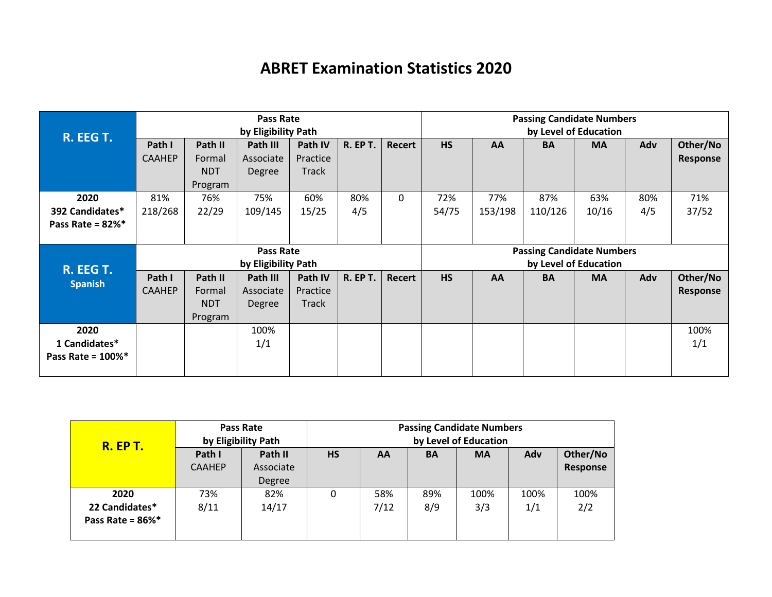# ABRET Examination Statistics 2020

| R. EEG T. | Pass Rate by Eligibility Path | | | | | | Passing Candidate Numbers by Level of Education | | | | | |
|---|---|---|---|---|---|---|---|---|---|---|---|---|
| | **Path I** CAAHEP | **Path II** Formal NDT Program | **Path III** Associate Degree | **Path IV** Practice Track | **R. EP T.** | **Recert** | **HS** | **AA** | **BA** | **MA** | **Adv** | **Other/No Response** |
| **2020 392 Candidates* Pass Rate = 82%*** | 81% 218/268 | 76% 22/29 | 75% 109/145 | 60% 15/25 | 80% 4/5 | 0 | 72% 54/75 | 77% 153/198 | 87% 110/126 | 63% 10/16 | 80% 4/5 | 71% 37/52 |

| R. EEG T. Spanish | Pass Rate by Eligibility Path | | | | | | Passing Candidate Numbers by Level of Education | | | | | |
|---|---|---|---|---|---|---|---|---|---|---|---|---|
| | **Path I** CAAHEP | **Path II** Formal NDT Program | **Path III** Associate Degree | **Path IV** Practice Track | **R. EP T.** | **Recert** | **HS** | **AA** | **BA** | **MA** | **Adv** | **Other/No Response** |
| **2020 1 Candidates* Pass Rate = 100%*** | | | 100% 1/1 | | | | | | | | | 100% 1/1 |

| R. EP T. | Pass Rate by Eligibility Path | | Passing Candidate Numbers by Level of Education | | | | | |
|---|---|---|---|---|---|---|---|---|
| | **Path I** CAAHEP | **Path II** Associate Degree | **HS** | **AA** | **BA** | **MA** | **Adv** | **Other/No Response** |
| **2020 22 Candidates* Pass Rate = 86%*** | 73% 8/11 | 82% 14/17 | 0 | 58% 7/12 | 89% 8/9 | 100% 3/3 | 100% 1/1 | 100% 2/2 |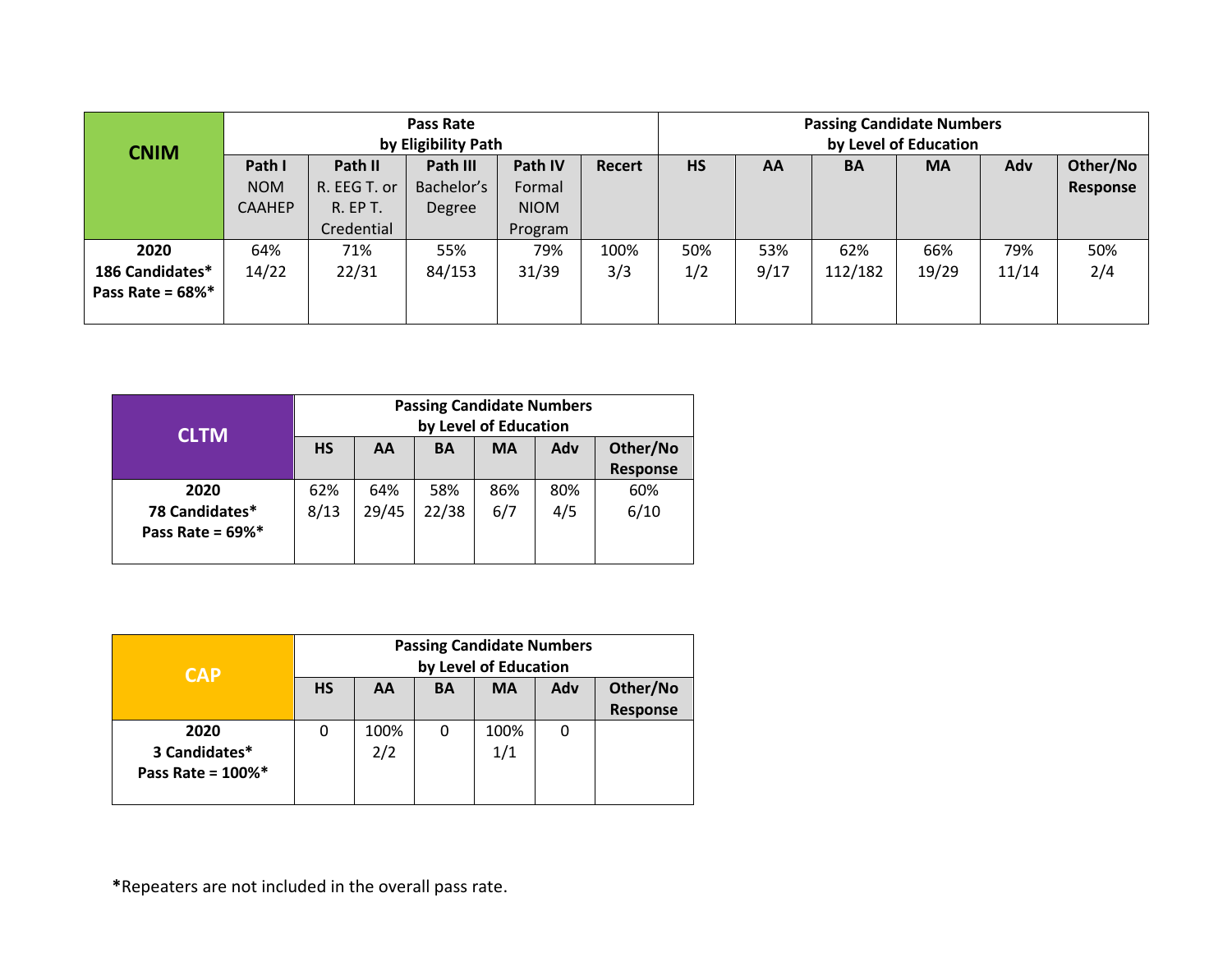| CNIM | Pass Rate by Eligibility Path | | | | | Passing Candidate Numbers by Level of Education | | | | | |
|---|---|---|---|---|---|---|---|---|---|---|---|
| | Path I NOM CAAHEP | Path II R. EEG T. or R. EP T. Credential | Path III Bachelor's Degree | Path IV Formal NIOM Program | Recert | HS | AA | BA | MA | Adv | Other/No Response |
| **2020 186 Candidates* Pass Rate = 68%*** | 64% 14/22 | 71% 22/31 | 55% 84/153 | 79% 31/39 | 100% 3/3 | 50% 1/2 | 53% 9/17 | 62% 112/182 | 66% 19/29 | 79% 11/14 | 50% 2/4 |

| CLTM | Passing Candidate Numbers by Level of Education | | | | | |
|---|---|---|---|---|---|---|
| | HS | AA | BA | MA | Adv | Other/No Response |
| **2020 78 Candidates* Pass Rate = 69%*** | 62% 8/13 | 64% 29/45 | 58% 22/38 | 86% 6/7 | 80% 4/5 | 60% 6/10 |

| CAP | Passing Candidate Numbers by Level of Education | | | | | |
|---|---|---|---|---|---|---|
| | HS | AA | BA | MA | Adv | Other/No Response |
| **2020 3 Candidates* Pass Rate = 100%*** | 0 | 100% 2/2 | 0 | 100% 1/1 | 0 | |

*Repeaters are not included in the overall pass rate.